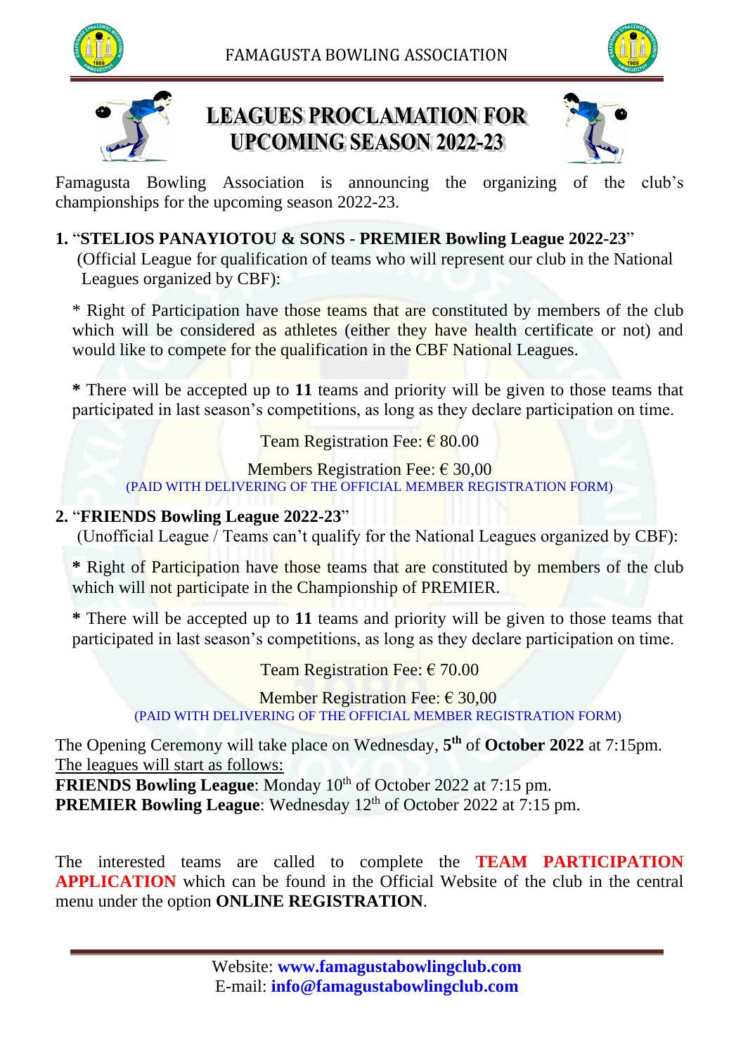FAMAGUSTA BOWLING ASSOCIATION

# LEAGUES PROCLAMATION FOR UPCOMING SEASON 2022-23

Famagusta Bowling Association is announcing the organizing of the club's championships for the upcoming season 2022-23.

**1.** "**STELIOS PANAYIOTOU & SONS - PREMIER Bowling League 2022-23**"
(Official League for qualification of teams who will represent our club in the National Leagues organized by CBF):

\* Right of Participation have those teams that are constituted by members of the club which will be considered as athletes (either they have health certificate or not) and would like to compete for the qualification in the CBF National Leagues.

**\*** There will be accepted up to **11** teams and priority will be given to those teams that participated in last season's competitions, as long as they declare participation on time.

Team Registration Fee: € 80.00

Members Registration Fee: € 30,00
(PAID WITH DELIVERING OF THE OFFICIAL MEMBER REGISTRATION FORM)

**2.** "**FRIENDS Bowling League 2022-23**"
(Unofficial League / Teams can't qualify for the National Leagues organized by CBF):

**\*** Right of Participation have those teams that are constituted by members of the club which will not participate in the Championship of PREMIER.

**\*** There will be accepted up to **11** teams and priority will be given to those teams that participated in last season's competitions, as long as they declare participation on time.

Team Registration Fee: € 70.00

Member Registration Fee: € 30,00
(PAID WITH DELIVERING OF THE OFFICIAL MEMBER REGISTRATION FORM)

The Opening Ceremony will take place on Wednesday, **5th** of **October 2022** at 7:15pm.
The leagues will start as follows:
**FRIENDS Bowling League**: Monday 10th of October 2022 at 7:15 pm.
**PREMIER Bowling League**: Wednesday 12th of October 2022 at 7:15 pm.

The interested teams are called to complete the **TEAM PARTICIPATION APPLICATION** which can be found in the Official Website of the club in the central menu under the option **ONLINE REGISTRATION**.

Website: **www.famagustabowlingclub.com**
E-mail: **info@famagustabowlingclub.com**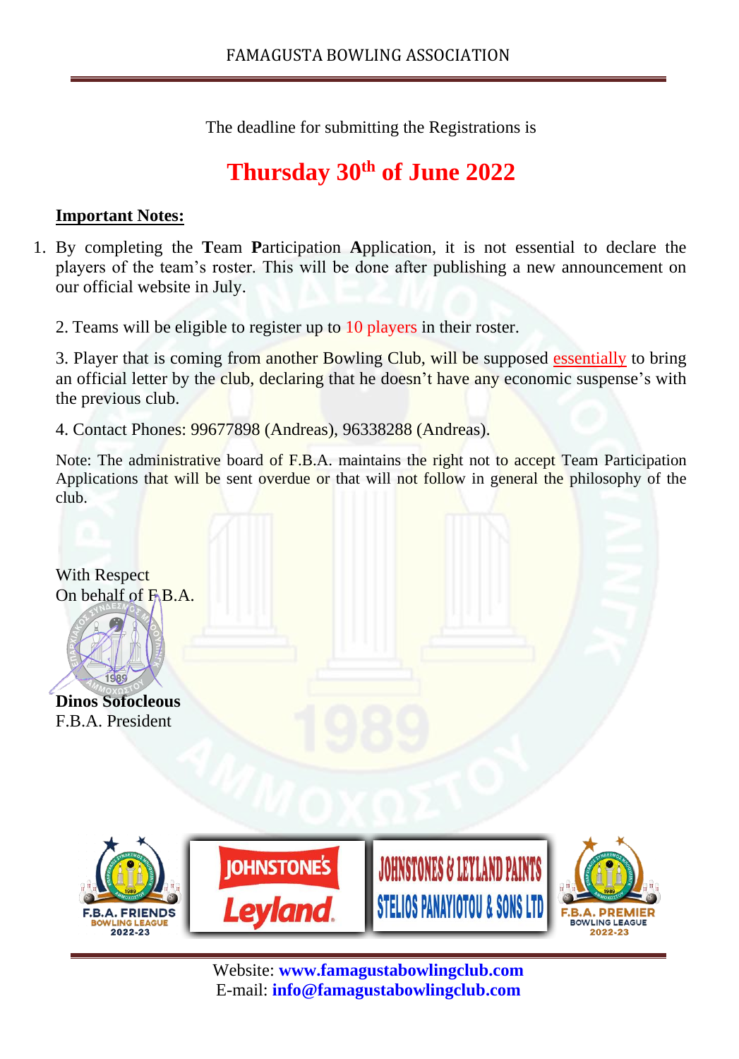The deadline for submitting the Registrations is

# Thursday 30th of June 2022

**Important Notes:**

1. By completing the **T**eam **P**articipation **A**pplication, it is not essential to declare the players of the team's roster. This will be done after publishing a new announcement on our official website in July.

2. Teams will be eligible to register up to 10 players in their roster.

3. Player that is coming from another Bowling Club, will be supposed essentially to bring an official letter by the club, declaring that he doesn't have any economic suspense's with the previous club.

4. Contact Phones: 99677898 (Andreas), 96338288 (Andreas).

Note: The administrative board of F.B.A. maintains the right not to accept Team Participation Applications that will be sent overdue or that will not follow in general the philosophy of the club.

With Respect
On behalf of F.B.A.

**Dinos Sofocleous**
F.B.A. President

F.B.A. FRIENDS BOWLING LEAGUE 2022-23

JOHNSTONE'S Leyland

JOHNSTONES & LEYLAND PAINTS STELIOS PANAYIOTOU & SONS LTD

F.B.A. PREMIER BOWLING LEAGUE 2022-23

Website: **www.famagustabowlingclub.com**
E-mail: **info@famagustabowlingclub.com**